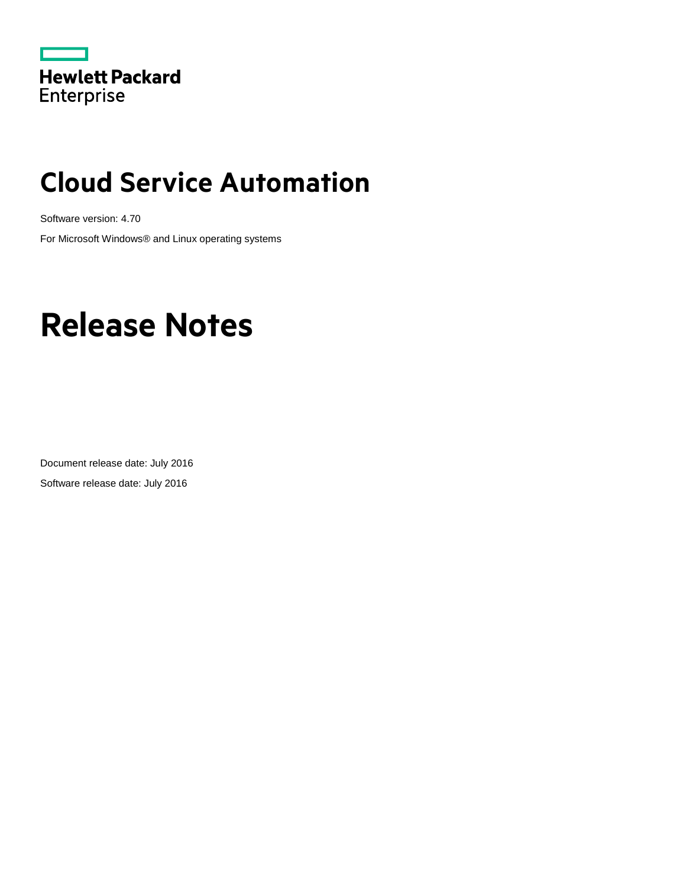Hewlett Packard Enterprise

# Cloud Service Automation

Software version: 4.70

For Microsoft Windows® and Linux operating systems

# Release Notes

Document release date: July 2016

Software release date: July 2016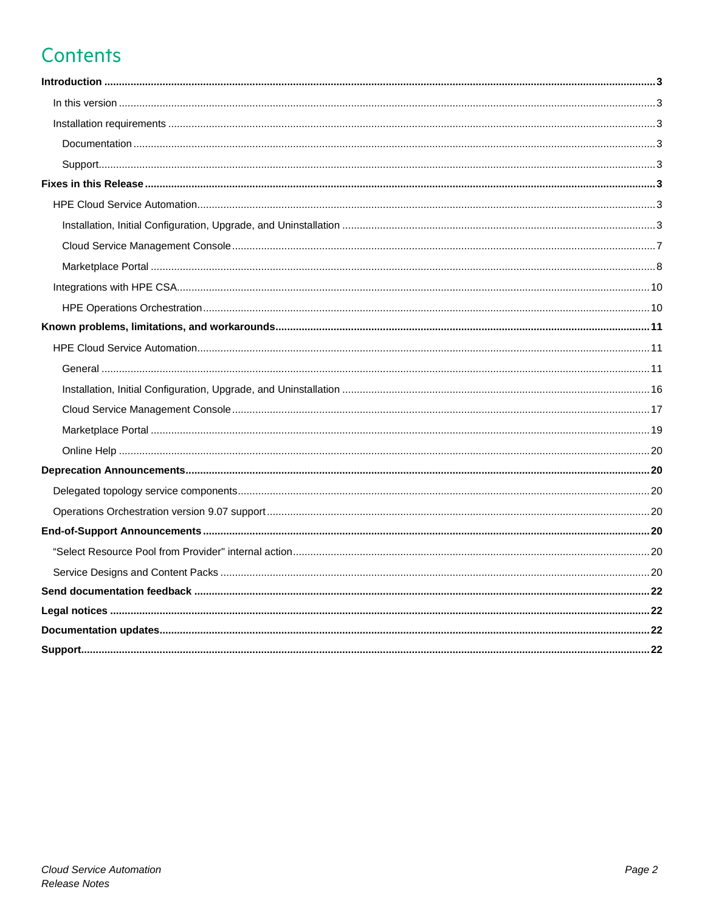# Contents

**Introduction** ........................................................................ **3**

- In this version ........................................................................ 3
- Installation requirements ........................................................................ 3
  - Documentation ........................................................................ 3
  - Support ........................................................................ 3

**Fixes in this Release** ........................................................................ **3**

- HPE Cloud Service Automation ........................................................................ 3
  - Installation, Initial Configuration, Upgrade, and Uninstallation ........................................................................ 3
  - Cloud Service Management Console ........................................................................ 7
  - Marketplace Portal ........................................................................ 8
- Integrations with HPE CSA ........................................................................ 10
  - HPE Operations Orchestration ........................................................................ 10

**Known problems, limitations, and workarounds** ........................................................................ **11**

- HPE Cloud Service Automation ........................................................................ 11
  - General ........................................................................ 11
  - Installation, Initial Configuration, Upgrade, and Uninstallation ........................................................................ 16
  - Cloud Service Management Console ........................................................................ 17
  - Marketplace Portal ........................................................................ 19
  - Online Help ........................................................................ 20

**Deprecation Announcements** ........................................................................ **20**

- Delegated topology service components ........................................................................ 20
- Operations Orchestration version 9.07 support ........................................................................ 20

**End-of-Support Announcements** ........................................................................ **20**

- “Select Resource Pool from Provider" internal action ........................................................................ 20
- Service Designs and Content Packs ........................................................................ 20

**Send documentation feedback** ........................................................................ **22**

**Legal notices** ........................................................................ **22**

**Documentation updates** ........................................................................ **22**

**Support** ........................................................................ **22**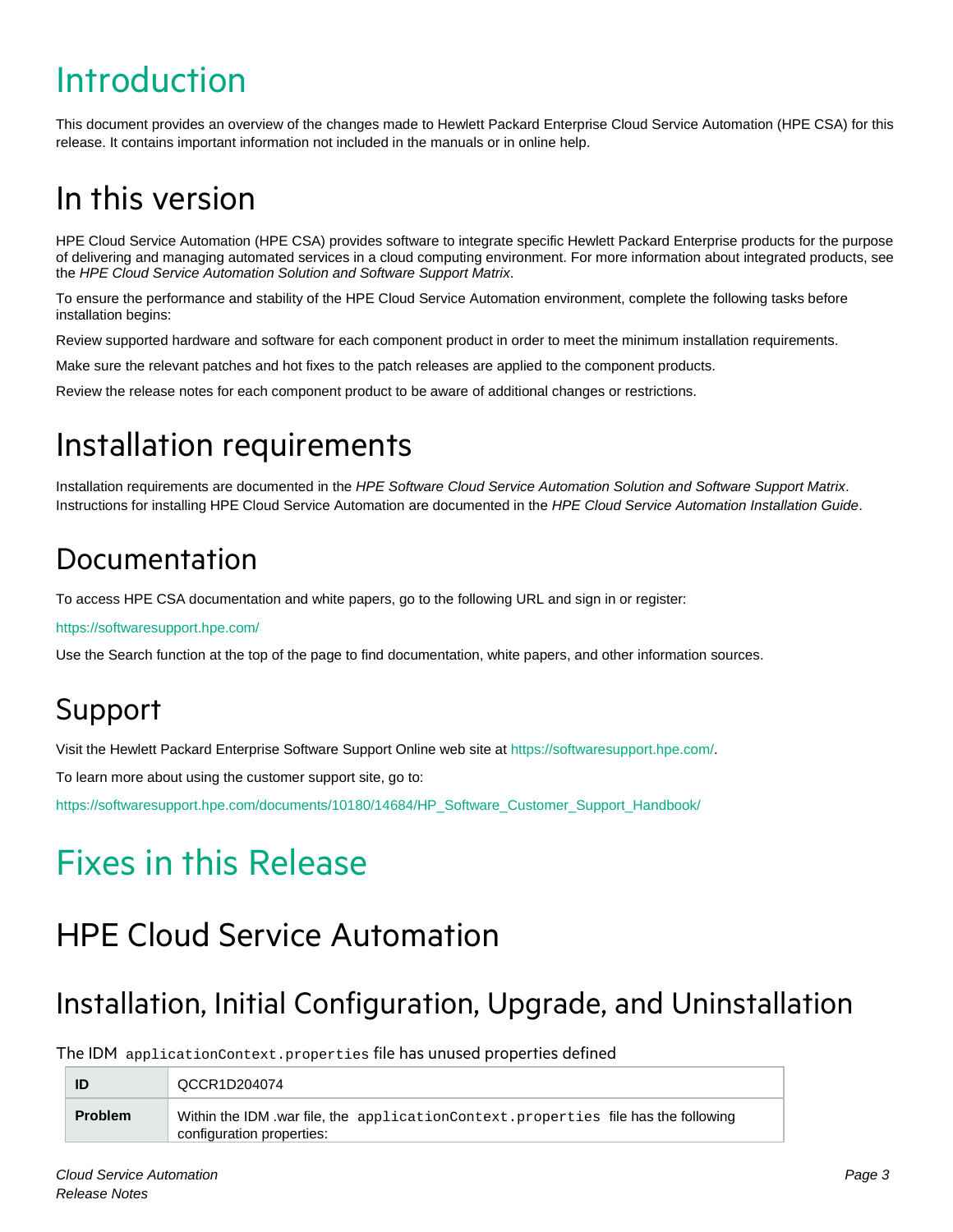# Introduction

This document provides an overview of the changes made to Hewlett Packard Enterprise Cloud Service Automation (HPE CSA) for this release. It contains important information not included in the manuals or in online help.

## In this version

HPE Cloud Service Automation (HPE CSA) provides software to integrate specific Hewlett Packard Enterprise products for the purpose of delivering and managing automated services in a cloud computing environment. For more information about integrated products, see the *HPE Cloud Service Automation Solution and Software Support Matrix*.

To ensure the performance and stability of the HPE Cloud Service Automation environment, complete the following tasks before installation begins:

Review supported hardware and software for each component product in order to meet the minimum installation requirements.

Make sure the relevant patches and hot fixes to the patch releases are applied to the component products.

Review the release notes for each component product to be aware of additional changes or restrictions.

## Installation requirements

Installation requirements are documented in the *HPE Software Cloud Service Automation Solution and Software Support Matrix*. Instructions for installing HPE Cloud Service Automation are documented in the *HPE Cloud Service Automation Installation Guide*.

### Documentation

To access HPE CSA documentation and white papers, go to the following URL and sign in or register:

https://softwaresupport.hpe.com/

Use the Search function at the top of the page to find documentation, white papers, and other information sources.

### Support

Visit the Hewlett Packard Enterprise Software Support Online web site at https://softwaresupport.hpe.com/.

To learn more about using the customer support site, go to:

https://softwaresupport.hpe.com/documents/10180/14684/HP_Software_Customer_Support_Handbook/

# Fixes in this Release

## HPE Cloud Service Automation

### Installation, Initial Configuration, Upgrade, and Uninstallation

The IDM `applicationContext.properties` file has unused properties defined

| | |
|---|---|
| **ID** | QCCR1D204074 |
| **Problem** | Within the IDM .war file, the `applicationContext.properties` file has the following configuration properties: |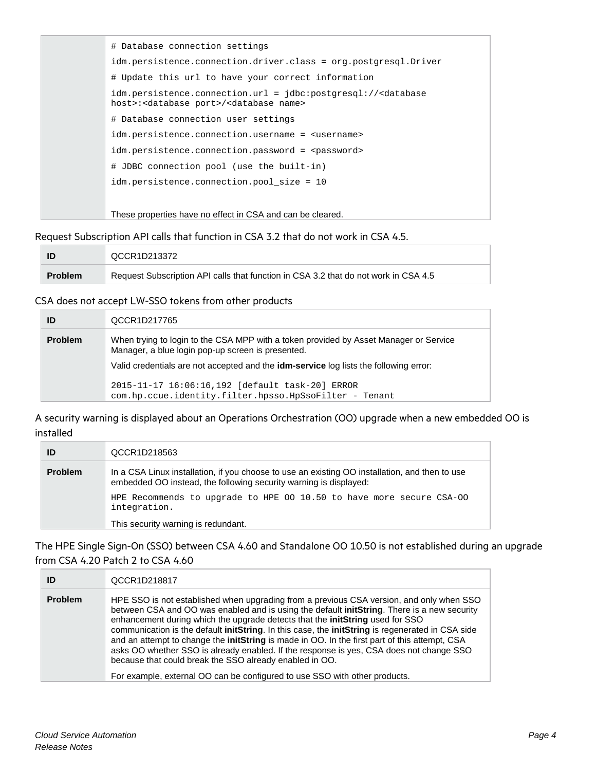| | |
|---|---|
| | `# Database connection settings`<br>`idm.persistence.connection.driver.class = org.postgresql.Driver`<br>`# Update this url to have your correct information`<br>`idm.persistence.connection.url = jdbc:postgresql://<database host>:<database port>/<database name>`<br>`# Database connection user settings`<br>`idm.persistence.connection.username = <username>`<br>`idm.persistence.connection.password = <password>`<br>`# JDBC connection pool (use the built-in)`<br>`idm.persistence.connection.pool_size = 10`<br><br>These properties have no effect in CSA and can be cleared. |

### Request Subscription API calls that function in CSA 3.2 that do not work in CSA 4.5.

| **ID** | QCCR1D213372 |
|---|---|
| **Problem** | Request Subscription API calls that function in CSA 3.2 that do not work in CSA 4.5 |

### CSA does not accept LW-SSO tokens from other products

| **ID** | QCCR1D217765 |
|---|---|
| **Problem** | When trying to login to the CSA MPP with a token provided by Asset Manager or Service Manager, a blue login pop-up screen is presented.<br>Valid credentials are not accepted and the **idm-service** log lists the following error:<br>`2015-11-17 16:06:16,192 [default task-20] ERROR com.hp.ccue.identity.filter.hpsso.HpSsoFilter - Tenant` |

### A security warning is displayed about an Operations Orchestration (OO) upgrade when a new embedded OO is installed

| **ID** | QCCR1D218563 |
|---|---|
| **Problem** | In a CSA Linux installation, if you choose to use an existing OO installation, and then to use embedded OO instead, the following security warning is displayed:<br>`HPE Recommends to upgrade to HPE OO 10.50 to have more secure CSA-OO integration.`<br>This security warning is redundant. |

### The HPE Single Sign-On (SSO) between CSA 4.60 and Standalone OO 10.50 is not established during an upgrade from CSA 4.20 Patch 2 to CSA 4.60

| **ID** | QCCR1D218817 |
|---|---|
| **Problem** | HPE SSO is not established when upgrading from a previous CSA version, and only when SSO between CSA and OO was enabled and is using the default **initString**. There is a new security enhancement during which the upgrade detects that the **initString** used for SSO communication is the default **initString**. In this case, the **initString** is regenerated in CSA side and an attempt to change the **initString** is made in OO. In the first part of this attempt, CSA asks OO whether SSO is already enabled. If the response is yes, CSA does not change SSO because that could break the SSO already enabled in OO.<br>For example, external OO can be configured to use SSO with other products. |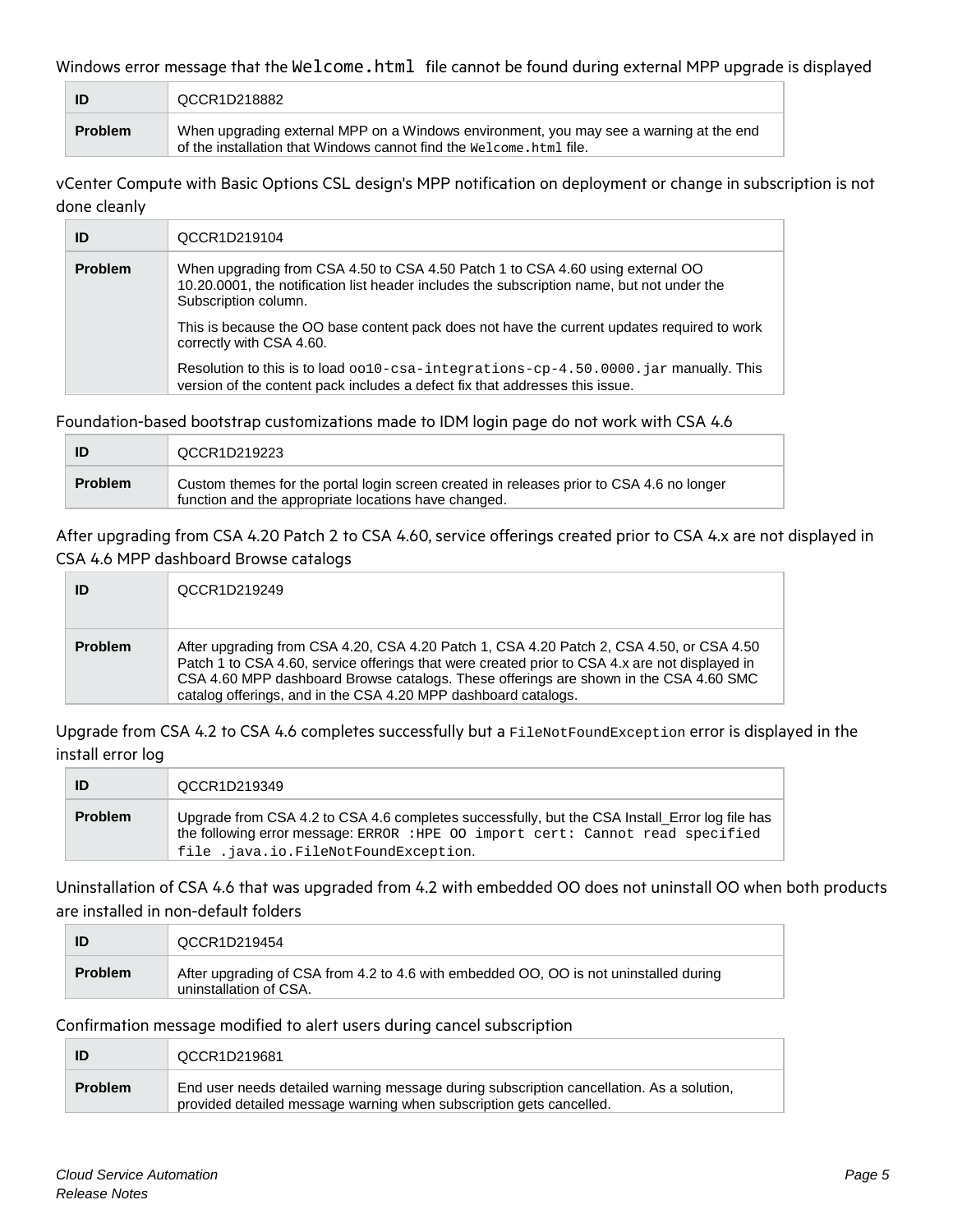### Windows error message that the `Welcome.html` file cannot be found during external MPP upgrade is displayed

| | |
|---|---|
| **ID** | QCCR1D218882 |
| **Problem** | When upgrading external MPP on a Windows environment, you may see a warning at the end of the installation that Windows cannot find the `Welcome.html` file. |

### vCenter Compute with Basic Options CSL design's MPP notification on deployment or change in subscription is not done cleanly

| | |
|---|---|
| **ID** | QCCR1D219104 |
| **Problem** | When upgrading from CSA 4.50 to CSA 4.50 Patch 1 to CSA 4.60 using external OO 10.20.0001, the notification list header includes the subscription name, but not under the Subscription column.<br><br>This is because the OO base content pack does not have the current updates required to work correctly with CSA 4.60.<br><br>Resolution to this is to load `oo10-csa-integrations-cp-4.50.0000.jar` manually. This version of the content pack includes a defect fix that addresses this issue. |

### Foundation-based bootstrap customizations made to IDM login page do not work with CSA 4.6

| | |
|---|---|
| **ID** | QCCR1D219223 |
| **Problem** | Custom themes for the portal login screen created in releases prior to CSA 4.6 no longer function and the appropriate locations have changed. |

### After upgrading from CSA 4.20 Patch 2 to CSA 4.60, service offerings created prior to CSA 4.x are not displayed in CSA 4.6 MPP dashboard Browse catalogs

| | |
|---|---|
| **ID** | QCCR1D219249 |
| **Problem** | After upgrading from CSA 4.20, CSA 4.20 Patch 1, CSA 4.20 Patch 2, CSA 4.50, or CSA 4.50 Patch 1 to CSA 4.60, service offerings that were created prior to CSA 4.x are not displayed in CSA 4.60 MPP dashboard Browse catalogs. These offerings are shown in the CSA 4.60 SMC catalog offerings, and in the CSA 4.20 MPP dashboard catalogs. |

### Upgrade from CSA 4.2 to CSA 4.6 completes successfully but a `FileNotFoundException` error is displayed in the install error log

| | |
|---|---|
| **ID** | QCCR1D219349 |
| **Problem** | Upgrade from CSA 4.2 to CSA 4.6 completes successfully, but the CSA Install_Error log file has the following error message: `ERROR :HPE OO import cert: Cannot read specified file .java.io.FileNotFoundException`. |

### Uninstallation of CSA 4.6 that was upgraded from 4.2 with embedded OO does not uninstall OO when both products are installed in non-default folders

| | |
|---|---|
| **ID** | QCCR1D219454 |
| **Problem** | After upgrading of CSA from 4.2 to 4.6 with embedded OO, OO is not uninstalled during uninstallation of CSA. |

### Confirmation message modified to alert users during cancel subscription

| | |
|---|---|
| **ID** | QCCR1D219681 |
| **Problem** | End user needs detailed warning message during subscription cancellation. As a solution, provided detailed message warning when subscription gets cancelled. |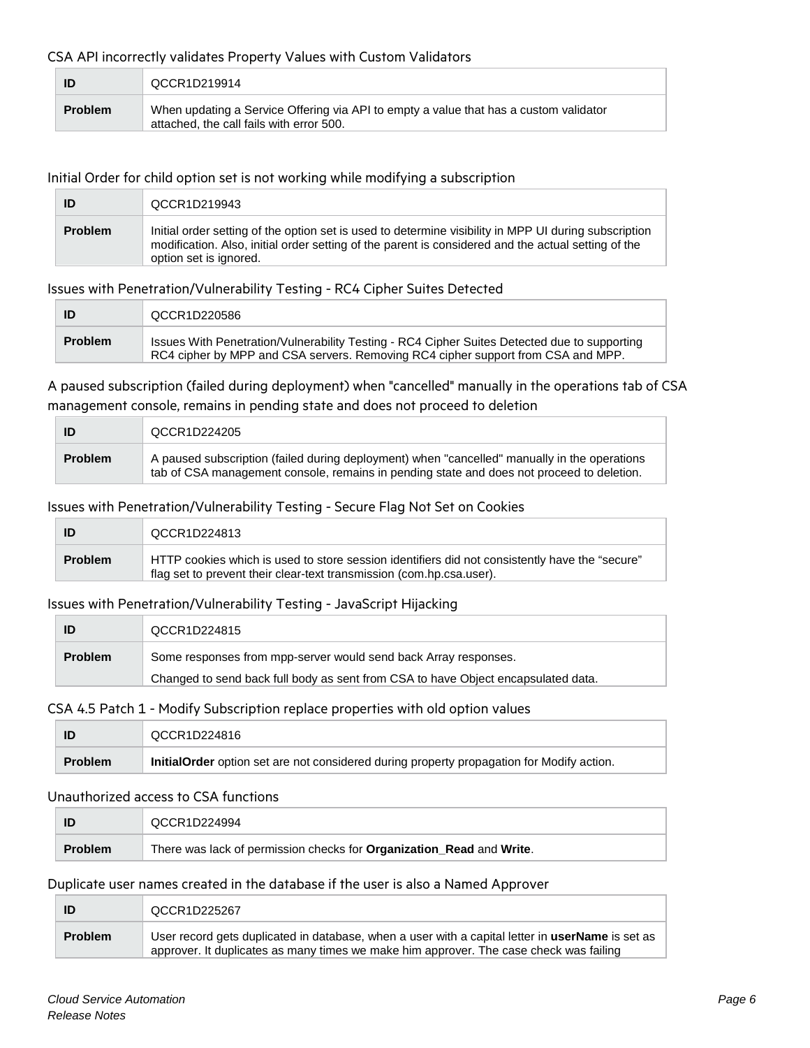### CSA API incorrectly validates Property Values with Custom Validators

| | |
|---|---|
| **ID** | QCCR1D219914 |
| **Problem** | When updating a Service Offering via API to empty a value that has a custom validator attached, the call fails with error 500. |

### Initial Order for child option set is not working while modifying a subscription

| | |
|---|---|
| **ID** | QCCR1D219943 |
| **Problem** | Initial order setting of the option set is used to determine visibility in MPP UI during subscription modification. Also, initial order setting of the parent is considered and the actual setting of the option set is ignored. |

### Issues with Penetration/Vulnerability Testing - RC4 Cipher Suites Detected

| | |
|---|---|
| **ID** | QCCR1D220586 |
| **Problem** | Issues With Penetration/Vulnerability Testing - RC4 Cipher Suites Detected due to supporting RC4 cipher by MPP and CSA servers. Removing RC4 cipher support from CSA and MPP. |

### A paused subscription (failed during deployment) when "cancelled" manually in the operations tab of CSA management console, remains in pending state and does not proceed to deletion

| | |
|---|---|
| **ID** | QCCR1D224205 |
| **Problem** | A paused subscription (failed during deployment) when "cancelled" manually in the operations tab of CSA management console, remains in pending state and does not proceed to deletion. |

### Issues with Penetration/Vulnerability Testing - Secure Flag Not Set on Cookies

| | |
|---|---|
| **ID** | QCCR1D224813 |
| **Problem** | HTTP cookies which is used to store session identifiers did not consistently have the "secure" flag set to prevent their clear-text transmission (com.hp.csa.user). |

### Issues with Penetration/Vulnerability Testing - JavaScript Hijacking

| | |
|---|---|
| **ID** | QCCR1D224815 |
| **Problem** | Some responses from mpp-server would send back Array responses. Changed to send back full body as sent from CSA to have Object encapsulated data. |

### CSA 4.5 Patch 1 - Modify Subscription replace properties with old option values

| | |
|---|---|
| **ID** | QCCR1D224816 |
| **Problem** | **InitialOrder** option set are not considered during property propagation for Modify action. |

### Unauthorized access to CSA functions

| | |
|---|---|
| **ID** | QCCR1D224994 |
| **Problem** | There was lack of permission checks for **Organization_Read** and **Write**. |

### Duplicate user names created in the database if the user is also a Named Approver

| | |
|---|---|
| **ID** | QCCR1D225267 |
| **Problem** | User record gets duplicated in database, when a user with a capital letter in **userName** is set as approver. It duplicates as many times we make him approver. The case check was failing |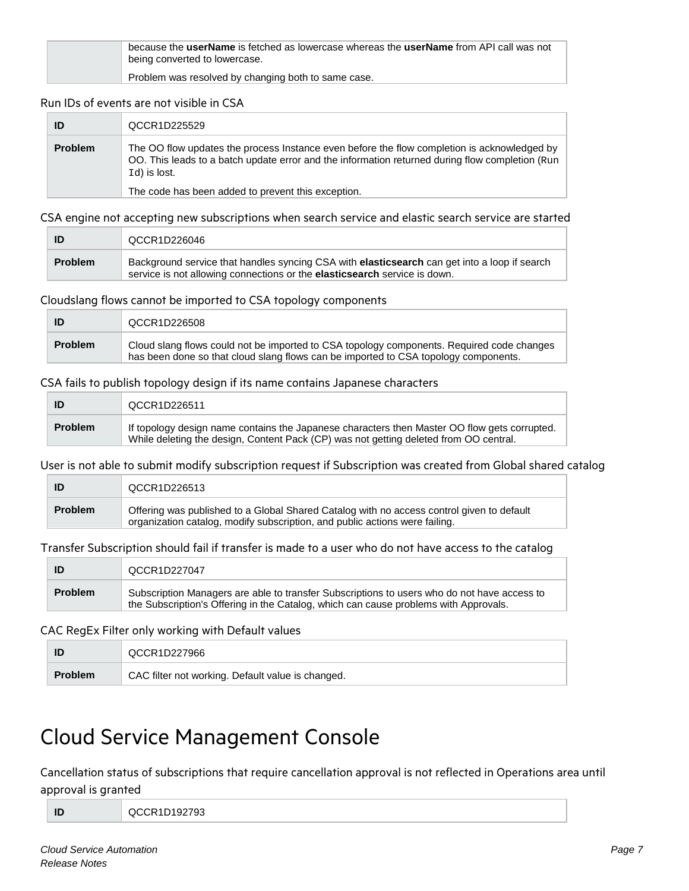| | |
|---|---|
| | because the **userName** is fetched as lowercase whereas the **userName** from API call was not being converted to lowercase.<br><br>Problem was resolved by changing both to same case. |

### Run IDs of events are not visible in CSA

| ID | QCCR1D225529 |
|---|---|
| **Problem** | The OO flow updates the process Instance even before the flow completion is acknowledged by OO. This leads to a batch update error and the information returned during flow completion (`Run Id`) is lost.<br><br>The code has been added to prevent this exception. |

### CSA engine not accepting new subscriptions when search service and elastic search service are started

| ID | QCCR1D226046 |
|---|---|
| **Problem** | Background service that handles syncing CSA with **elasticsearch** can get into a loop if search service is not allowing connections or the **elasticsearch** service is down. |

### Cloudslang flows cannot be imported to CSA topology components

| ID | QCCR1D226508 |
|---|---|
| **Problem** | Cloud slang flows could not be imported to CSA topology components. Required code changes has been done so that cloud slang flows can be imported to CSA topology components. |

### CSA fails to publish topology design if its name contains Japanese characters

| ID | QCCR1D226511 |
|---|---|
| **Problem** | If topology design name contains the Japanese characters then Master OO flow gets corrupted. While deleting the design, Content Pack (CP) was not getting deleted from OO central. |

### User is not able to submit modify subscription request if Subscription was created from Global shared catalog

| ID | QCCR1D226513 |
|---|---|
| **Problem** | Offering was published to a Global Shared Catalog with no access control given to default organization catalog, modify subscription, and public actions were failing. |

### Transfer Subscription should fail if transfer is made to a user who do not have access to the catalog

| ID | QCCR1D227047 |
|---|---|
| **Problem** | Subscription Managers are able to transfer Subscriptions to users who do not have access to the Subscription's Offering in the Catalog, which can cause problems with Approvals. |

### CAC RegEx Filter only working with Default values

| ID | QCCR1D227966 |
|---|---|
| **Problem** | CAC filter not working. Default value is changed. |

# Cloud Service Management Console

### Cancellation status of subscriptions that require cancellation approval is not reflected in Operations area until approval is granted

| ID | QCCR1D192793 |
|---|---|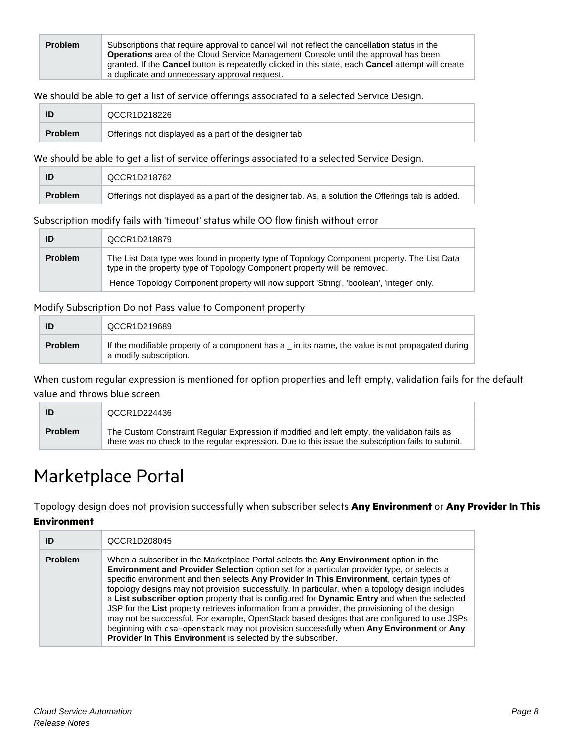| | |
|---|---|
| **Problem** | Subscriptions that require approval to cancel will not reflect the cancellation status in the **Operations** area of the Cloud Service Management Console until the approval has been granted. If the **Cancel** button is repeatedly clicked in this state, each **Cancel** attempt will create a duplicate and unnecessary approval request. |

We should be able to get a list of service offerings associated to a selected Service Design.

| | |
|---|---|
| **ID** | QCCR1D218226 |
| **Problem** | Offerings not displayed as a part of the designer tab |

We should be able to get a list of service offerings associated to a selected Service Design.

| | |
|---|---|
| **ID** | QCCR1D218762 |
| **Problem** | Offerings not displayed as a part of the designer tab. As, a solution the Offerings tab is added. |

Subscription modify fails with 'timeout' status while OO flow finish without error

| | |
|---|---|
| **ID** | QCCR1D218879 |
| **Problem** | The List Data type was found in property type of Topology Component property. The List Data type in the property type of Topology Component property will be removed.<br>Hence Topology Component property will now support 'String', 'boolean', 'integer' only. |

Modify Subscription Do not Pass value to Component property

| | |
|---|---|
| **ID** | QCCR1D219689 |
| **Problem** | If the modifiable property of a component has a _ in its name, the value is not propagated during a modify subscription. |

When custom regular expression is mentioned for option properties and left empty, validation fails for the default value and throws blue screen

| | |
|---|---|
| **ID** | QCCR1D224436 |
| **Problem** | The Custom Constraint Regular Expression if modified and left empty, the validation fails as there was no check to the regular expression. Due to this issue the subscription fails to submit. |

# Marketplace Portal

Topology design does not provision successfully when subscriber selects **Any Environment** or **Any Provider In This Environment**

| | |
|---|---|
| **ID** | QCCR1D208045 |
| **Problem** | When a subscriber in the Marketplace Portal selects the **Any Environment** option in the **Environment and Provider Selection** option set for a particular provider type, or selects a specific environment and then selects **Any Provider In This Environment**, certain types of topology designs may not provision successfully. In particular, when a topology design includes a **List subscriber option** property that is configured for **Dynamic Entry** and when the selected JSP for the **List** property retrieves information from a provider, the provisioning of the design may not be successful. For example, OpenStack based designs that are configured to use JSPs beginning with `csa-openstack` may not provision successfully when **Any Environment** or **Any Provider In This Environment** is selected by the subscriber. |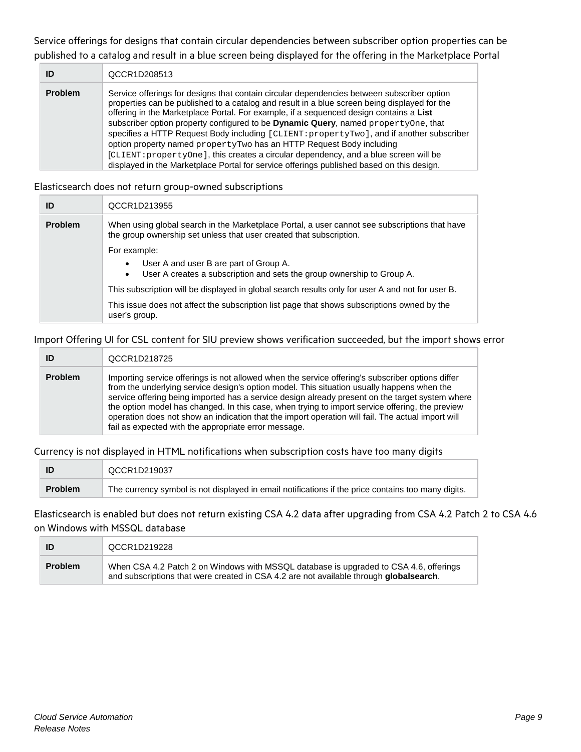### Service offerings for designs that contain circular dependencies between subscriber option properties can be published to a catalog and result in a blue screen being displayed for the offering in the Marketplace Portal

| | |
|---|---|
| **ID** | QCCR1D208513 |
| **Problem** | Service offerings for designs that contain circular dependencies between subscriber option properties can be published to a catalog and result in a blue screen being displayed for the offering in the Marketplace Portal. For example, if a sequenced design contains a **List** subscriber option property configured to be **Dynamic Query**, named `propertyOne`, that specifies a HTTP Request Body including `[CLIENT:propertyTwo]`, and if another subscriber option property named `propertyTwo` has an HTTP Request Body including `[CLIENT:propertyOne]`, this creates a circular dependency, and a blue screen will be displayed in the Marketplace Portal for service offerings published based on this design. |

### Elasticsearch does not return group-owned subscriptions

| | |
|---|---|
| **ID** | QCCR1D213955 |
| **Problem** | When using global search in the Marketplace Portal, a user cannot see subscriptions that have the group ownership set unless that user created that subscription.<br><br>For example:<br>• User A and user B are part of Group A.<br>• User A creates a subscription and sets the group ownership to Group A.<br><br>This subscription will be displayed in global search results only for user A and not for user B.<br><br>This issue does not affect the subscription list page that shows subscriptions owned by the user's group. |

### Import Offering UI for CSL content for SIU preview shows verification succeeded, but the import shows error

| | |
|---|---|
| **ID** | QCCR1D218725 |
| **Problem** | Importing service offerings is not allowed when the service offering's subscriber options differ from the underlying service design's option model. This situation usually happens when the service offering being imported has a service design already present on the target system where the option model has changed. In this case, when trying to import service offering, the preview operation does not show an indication that the import operation will fail. The actual import will fail as expected with the appropriate error message. |

### Currency is not displayed in HTML notifications when subscription costs have too many digits

| | |
|---|---|
| **ID** | QCCR1D219037 |
| **Problem** | The currency symbol is not displayed in email notifications if the price contains too many digits. |

### Elasticsearch is enabled but does not return existing CSA 4.2 data after upgrading from CSA 4.2 Patch 2 to CSA 4.6 on Windows with MSSQL database

| | |
|---|---|
| **ID** | QCCR1D219228 |
| **Problem** | When CSA 4.2 Patch 2 on Windows with MSSQL database is upgraded to CSA 4.6, offerings and subscriptions that were created in CSA 4.2 are not available through **globalsearch**. |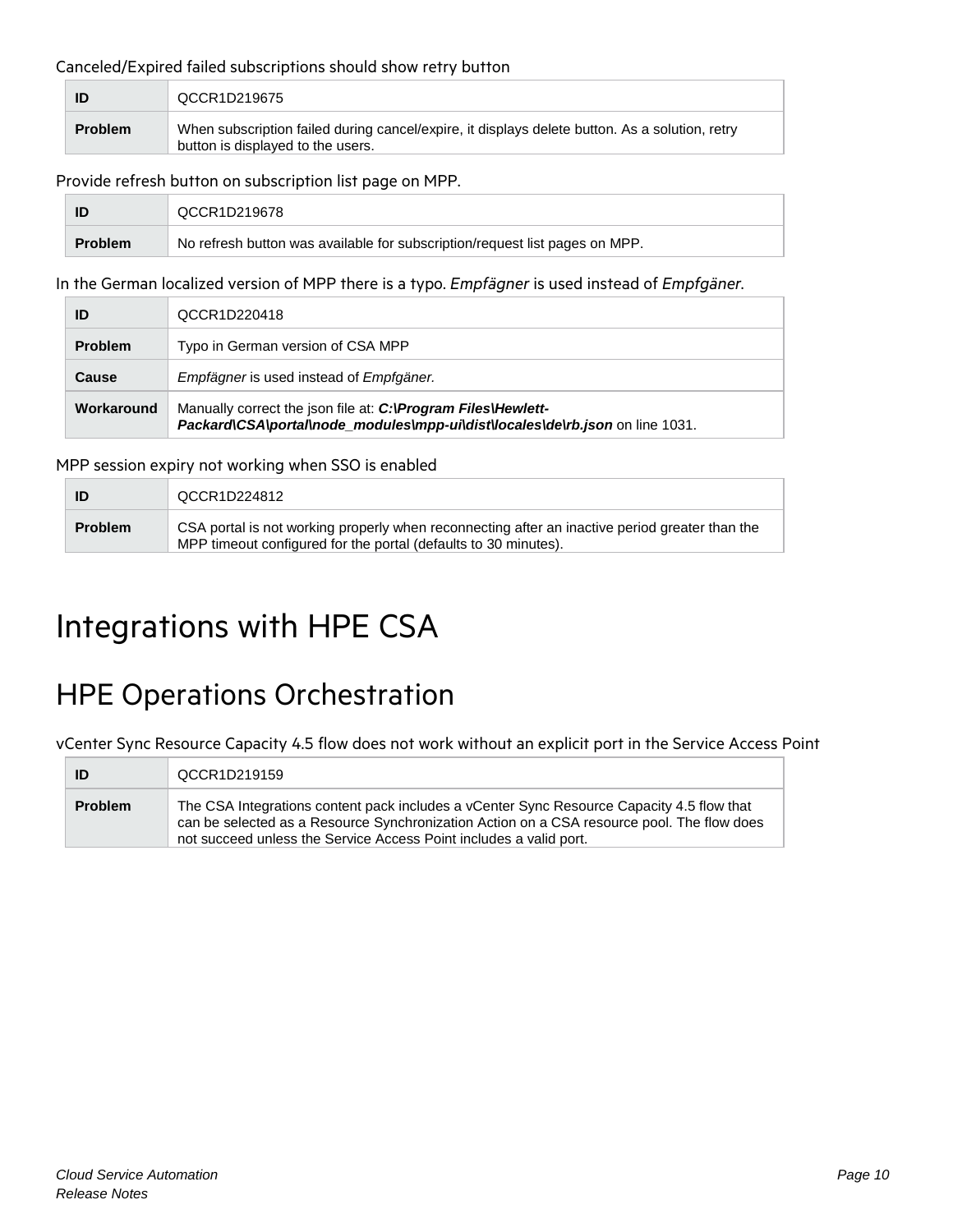Canceled/Expired failed subscriptions should show retry button

| | |
|---|---|
| **ID** | QCCR1D219675 |
| **Problem** | When subscription failed during cancel/expire, it displays delete button. As a solution, retry button is displayed to the users. |

Provide refresh button on subscription list page on MPP.

| | |
|---|---|
| **ID** | QCCR1D219678 |
| **Problem** | No refresh button was available for subscription/request list pages on MPP. |

In the German localized version of MPP there is a typo. *Empfägner* is used instead of *Empfgäner*.

| | |
|---|---|
| **ID** | QCCR1D220418 |
| **Problem** | Typo in German version of CSA MPP |
| **Cause** | *Empfägner* is used instead of *Empfgäner.* |
| **Workaround** | Manually correct the json file at: ***C:\Program Files\Hewlett-Packard\CSA\portal\node_modules\mpp-ui\dist\locales\de\rb.json*** on line 1031. |

MPP session expiry not working when SSO is enabled

| | |
|---|---|
| **ID** | QCCR1D224812 |
| **Problem** | CSA portal is not working properly when reconnecting after an inactive period greater than the MPP timeout configured for the portal (defaults to 30 minutes). |

# Integrations with HPE CSA

## HPE Operations Orchestration

vCenter Sync Resource Capacity 4.5 flow does not work without an explicit port in the Service Access Point

| | |
|---|---|
| **ID** | QCCR1D219159 |
| **Problem** | The CSA Integrations content pack includes a vCenter Sync Resource Capacity 4.5 flow that can be selected as a Resource Synchronization Action on a CSA resource pool. The flow does not succeed unless the Service Access Point includes a valid port. |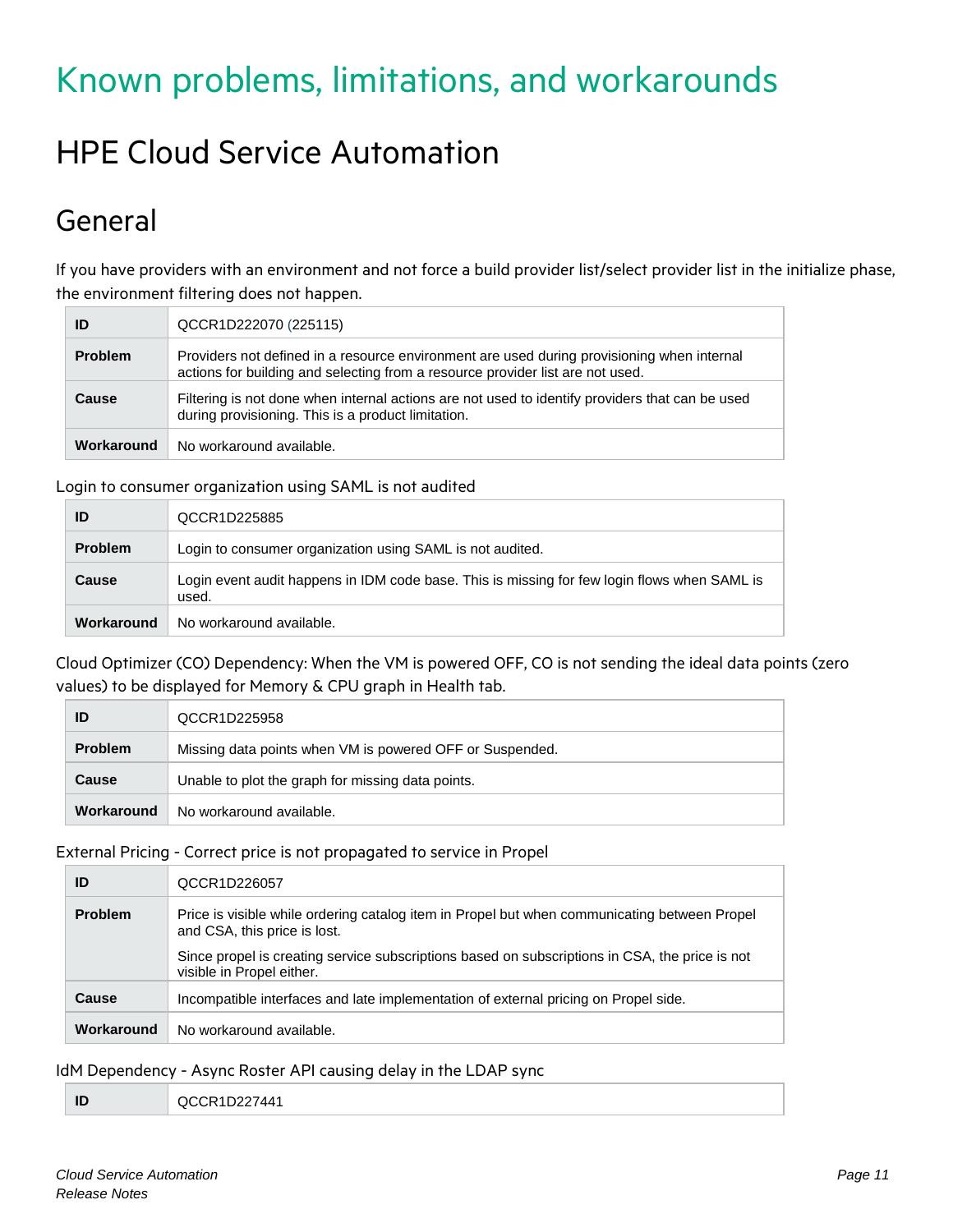# Known problems, limitations, and workarounds

## HPE Cloud Service Automation

### General

If you have providers with an environment and not force a build provider list/select provider list in the initialize phase, the environment filtering does not happen.

| | |
|---|---|
| **ID** | QCCR1D222070 (225115) |
| **Problem** | Providers not defined in a resource environment are used during provisioning when internal actions for building and selecting from a resource provider list are not used. |
| **Cause** | Filtering is not done when internal actions are not used to identify providers that can be used during provisioning. This is a product limitation. |
| **Workaround** | No workaround available. |

Login to consumer organization using SAML is not audited

| | |
|---|---|
| **ID** | QCCR1D225885 |
| **Problem** | Login to consumer organization using SAML is not audited. |
| **Cause** | Login event audit happens in IDM code base. This is missing for few login flows when SAML is used. |
| **Workaround** | No workaround available. |

Cloud Optimizer (CO) Dependency: When the VM is powered OFF, CO is not sending the ideal data points (zero values) to be displayed for Memory & CPU graph in Health tab.

| | |
|---|---|
| **ID** | QCCR1D225958 |
| **Problem** | Missing data points when VM is powered OFF or Suspended. |
| **Cause** | Unable to plot the graph for missing data points. |
| **Workaround** | No workaround available. |

External Pricing - Correct price is not propagated to service in Propel

| | |
|---|---|
| **ID** | QCCR1D226057 |
| **Problem** | Price is visible while ordering catalog item in Propel but when communicating between Propel and CSA, this price is lost.<br><br>Since propel is creating service subscriptions based on subscriptions in CSA, the price is not visible in Propel either. |
| **Cause** | Incompatible interfaces and late implementation of external pricing on Propel side. |
| **Workaround** | No workaround available. |

IdM Dependency - Async Roster API causing delay in the LDAP sync

| | |
|---|---|
| **ID** | QCCR1D227441 |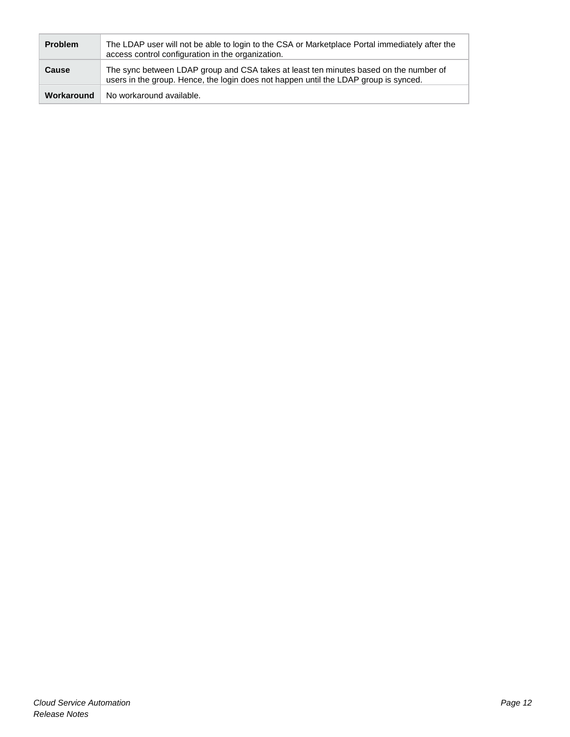| | |
|---|---|
| **Problem** | The LDAP user will not be able to login to the CSA or Marketplace Portal immediately after the access control configuration in the organization. |
| **Cause** | The sync between LDAP group and CSA takes at least ten minutes based on the number of users in the group. Hence, the login does not happen until the LDAP group is synced. |
| **Workaround** | No workaround available. |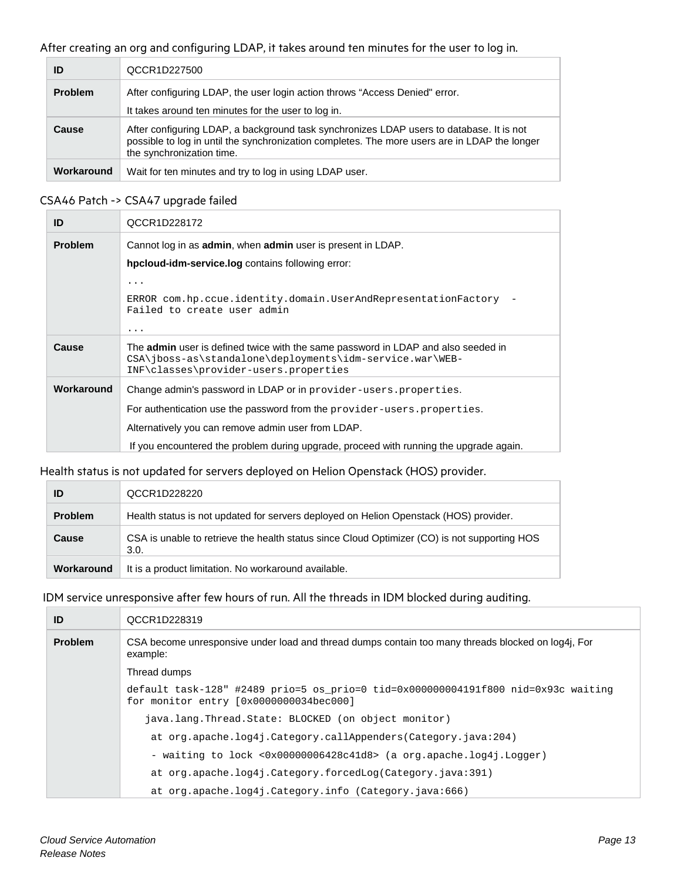After creating an org and configuring LDAP, it takes around ten minutes for the user to log in.

| | |
|---|---|
| **ID** | QCCR1D227500 |
| **Problem** | After configuring LDAP, the user login action throws “Access Denied" error.<br>It takes around ten minutes for the user to log in. |
| **Cause** | After configuring LDAP, a background task synchronizes LDAP users to database. It is not possible to log in until the synchronization completes. The more users are in LDAP the longer the synchronization time. |
| **Workaround** | Wait for ten minutes and try to log in using LDAP user. |

CSA46 Patch -> CSA47 upgrade failed

| | |
|---|---|
| **ID** | QCCR1D228172 |
| **Problem** | Cannot log in as **admin**, when **admin** user is present in LDAP.<br>**hpcloud-idm-service.log** contains following error:<br>`...`<br>`ERROR com.hp.ccue.identity.domain.UserAndRepresentationFactory - Failed to create user admin`<br>`...` |
| **Cause** | The **admin** user is defined twice with the same password in LDAP and also seeded in `CSA\jboss-as\standalone\deployments\idm-service.war\WEB-INF\classes\provider-users.properties` |
| **Workaround** | Change admin's password in LDAP or in `provider-users.properties`.<br>For authentication use the password from the `provider-users.properties`.<br>Alternatively you can remove admin user from LDAP.<br>If you encountered the problem during upgrade, proceed with running the upgrade again. |

Health status is not updated for servers deployed on Helion Openstack (HOS) provider.

| | |
|---|---|
| **ID** | QCCR1D228220 |
| **Problem** | Health status is not updated for servers deployed on Helion Openstack (HOS) provider. |
| **Cause** | CSA is unable to retrieve the health status since Cloud Optimizer (CO) is not supporting HOS 3.0. |
| **Workaround** | It is a product limitation. No workaround available. |

IDM service unresponsive after few hours of run. All the threads in IDM blocked during auditing.

| | |
|---|---|
| **ID** | QCCR1D228319 |
| **Problem** | CSA become unresponsive under load and thread dumps contain too many threads blocked on log4j, For example:<br>Thread dumps<br>`default task-128" #2489 prio=5 os_prio=0 tid=0x000000004191f800 nid=0x93c waiting for monitor entry [0x0000000034bec000]`<br>`java.lang.Thread.State: BLOCKED (on object monitor)`<br>`at org.apache.log4j.Category.callAppenders(Category.java:204)`<br>`- waiting to lock <0x00000006428c41d8> (a org.apache.log4j.Logger)`<br>`at org.apache.log4j.Category.forcedLog(Category.java:391)`<br>`at org.apache.log4j.Category.info (Category.java:666)` |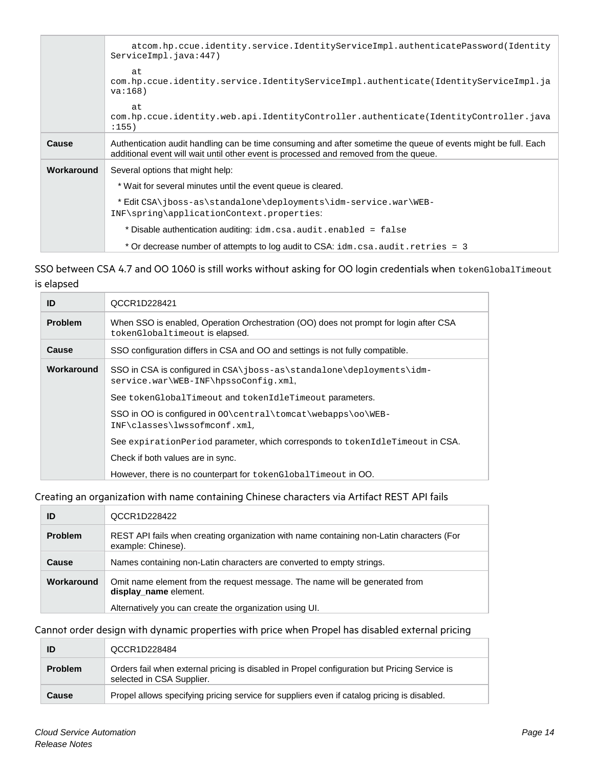| | |
|---|---|
| | atcom.hp.ccue.identity.service.IdentityServiceImpl.authenticatePassword(IdentityServiceImpl.java:447)<br><br>at com.hp.ccue.identity.service.IdentityServiceImpl.authenticate(IdentityServiceImpl.java:168)<br><br>at com.hp.ccue.identity.web.api.IdentityController.authenticate(IdentityController.java:155) |
| **Cause** | Authentication audit handling can be time consuming and after sometime the queue of events might be full. Each additional event will wait until other event is processed and removed from the queue. |
| **Workaround** | Several options that might help:<br><br>* Wait for several minutes until the event queue is cleared.<br><br>* Edit `CSA\jboss-as\standalone\deployments\idm-service.war\WEB-INF\spring\applicationContext.properties`:<br><br>* Disable authentication auditing: `idm.csa.audit.enabled = false`<br><br>* Or decrease number of attempts to log audit to CSA: `idm.csa.audit.retries = 3` |

### SSO between CSA 4.7 and OO 1060 is still works without asking for OO login credentials when `tokenGlobalTimeout` is elapsed

| | |
|---|---|
| **ID** | QCCR1D228421 |
| **Problem** | When SSO is enabled, Operation Orchestration (OO) does not prompt for login after CSA `tokenGlobaltimeout` is elapsed. |
| **Cause** | SSO configuration differs in CSA and OO and settings is not fully compatible. |
| **Workaround** | SSO in CSA is configured in `CSA\jboss-as\standalone\deployments\idm-service.war\WEB-INF\hpssoConfig.xml`,<br><br>See `tokenGlobalTimeout` and `tokenIdleTimeout` parameters.<br><br>SSO in OO is configured in `OO\central\tomcat\webapps\oo\WEB-INF\classes\lwssofmconf.xml`,<br><br>See `expirationPeriod` parameter, which corresponds to `tokenIdleTimeout` in CSA.<br><br>Check if both values are in sync.<br><br>However, there is no counterpart for `tokenGlobalTimeout` in OO. |

### Creating an organization with name containing Chinese characters via Artifact REST API fails

| | |
|---|---|
| **ID** | QCCR1D228422 |
| **Problem** | REST API fails when creating organization with name containing non-Latin characters (For example: Chinese). |
| **Cause** | Names containing non-Latin characters are converted to empty strings. |
| **Workaround** | Omit name element from the request message. The name will be generated from **display_name** element.<br><br>Alternatively you can create the organization using UI. |

### Cannot order design with dynamic properties with price when Propel has disabled external pricing

| | |
|---|---|
| **ID** | QCCR1D228484 |
| **Problem** | Orders fail when external pricing is disabled in Propel configuration but Pricing Service is selected in CSA Supplier. |
| **Cause** | Propel allows specifying pricing service for suppliers even if catalog pricing is disabled. |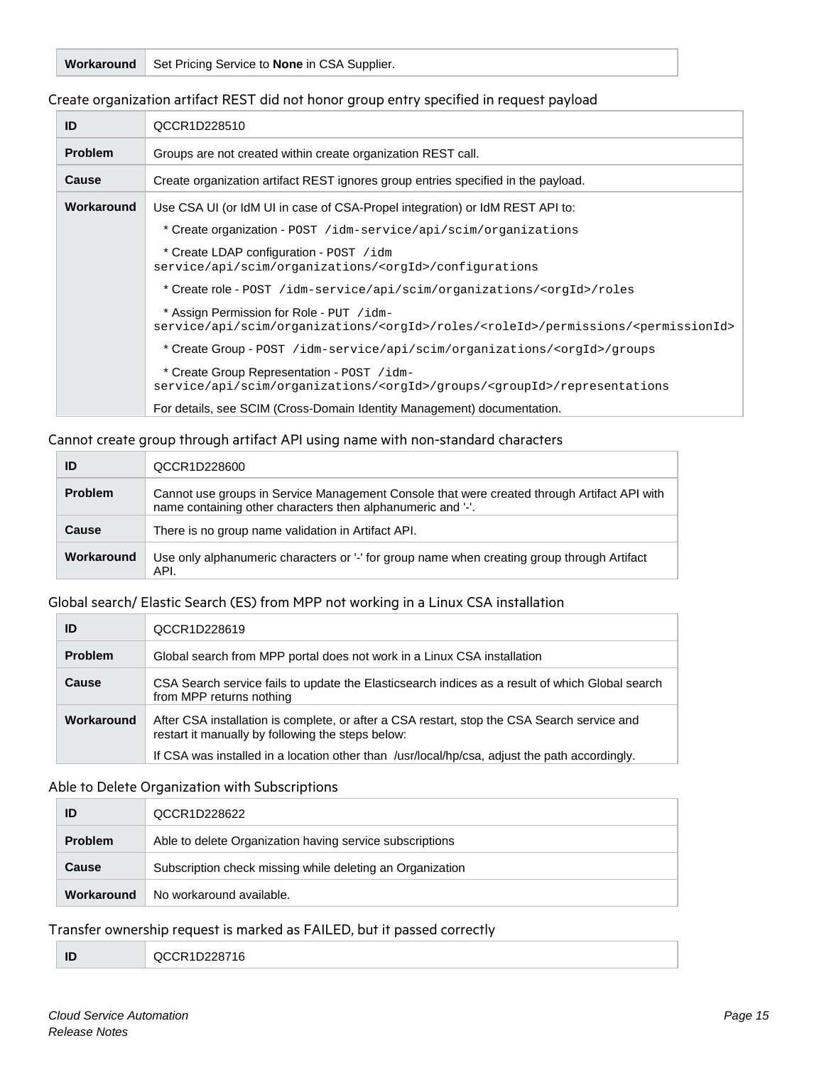| | |
|---|---|
| **Workaround** | Set Pricing Service to **None** in CSA Supplier. |

### Create organization artifact REST did not honor group entry specified in request payload

| | |
|---|---|
| **ID** | QCCR1D228510 |
| **Problem** | Groups are not created within create organization REST call. |
| **Cause** | Create organization artifact REST ignores group entries specified in the payload. |
| **Workaround** | Use CSA UI (or IdM UI in case of CSA-Propel integration) or IdM REST API to:<br>* Create organization - `POST /idm-service/api/scim/organizations`<br>* Create LDAP configuration - `POST /idm service/api/scim/organizations/<orgId>/configurations`<br>* Create role - `POST /idm-service/api/scim/organizations/<orgId>/roles`<br>* Assign Permission for Role - `PUT /idm-service/api/scim/organizations/<orgId>/roles/<roleId>/permissions/<permissionId>`<br>* Create Group - `POST /idm-service/api/scim/organizations/<orgId>/groups`<br>* Create Group Representation - `POST /idm-service/api/scim/organizations/<orgId>/groups/<groupId>/representations`<br>For details, see SCIM (Cross-Domain Identity Management) documentation. |

### Cannot create group through artifact API using name with non-standard characters

| | |
|---|---|
| **ID** | QCCR1D228600 |
| **Problem** | Cannot use groups in Service Management Console that were created through Artifact API with name containing other characters then alphanumeric and '-'. |
| **Cause** | There is no group name validation in Artifact API. |
| **Workaround** | Use only alphanumeric characters or '-' for group name when creating group through Artifact API. |

### Global search/ Elastic Search (ES) from MPP not working in a Linux CSA installation

| | |
|---|---|
| **ID** | QCCR1D228619 |
| **Problem** | Global search from MPP portal does not work in a Linux CSA installation |
| **Cause** | CSA Search service fails to update the Elasticsearch indices as a result of which Global search from MPP returns nothing |
| **Workaround** | After CSA installation is complete, or after a CSA restart, stop the CSA Search service and restart it manually by following the steps below:<br>If CSA was installed in a location other than /usr/local/hp/csa, adjust the path accordingly. |

### Able to Delete Organization with Subscriptions

| | |
|---|---|
| **ID** | QCCR1D228622 |
| **Problem** | Able to delete Organization having service subscriptions |
| **Cause** | Subscription check missing while deleting an Organization |
| **Workaround** | No workaround available. |

### Transfer ownership request is marked as FAILED, but it passed correctly

| | |
|---|---|
| **ID** | QCCR1D228716 |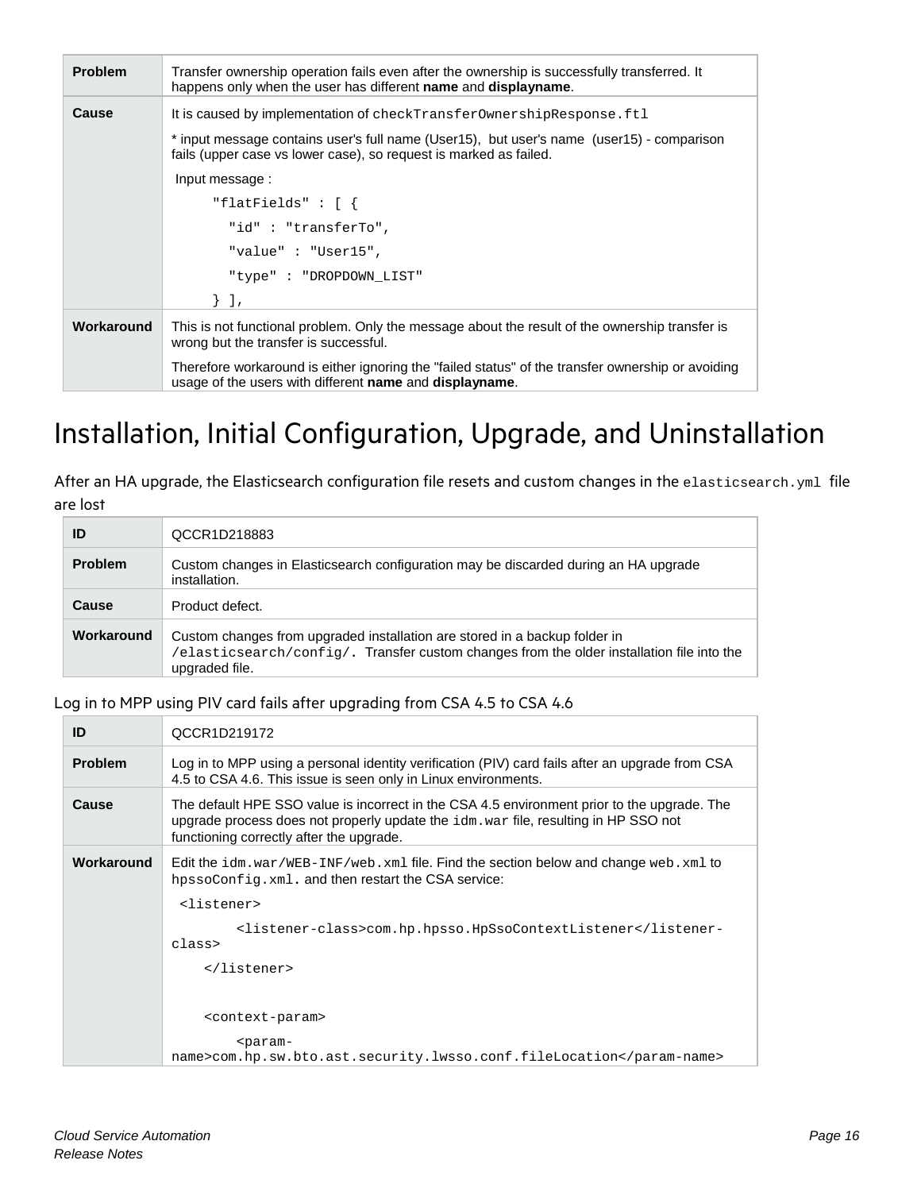| | |
|---|---|
| **Problem** | Transfer ownership operation fails even after the ownership is successfully transferred. It happens only when the user has different **name** and **displayname**. |
| **Cause** | It is caused by implementation of `checkTransferOwnershipResponse.ftl`<br><br>* input message contains user's full name (User15), but user's name (user15) - comparison fails (upper case vs lower case), so request is marked as failed.<br><br>Input message :<br><br>`"flatFields" : [ {`<br>`"id" : "transferTo",`<br>`"value" : "User15",`<br>`"type" : "DROPDOWN_LIST"`<br>`} ],` |
| **Workaround** | This is not functional problem. Only the message about the result of the ownership transfer is wrong but the transfer is successful.<br><br>Therefore workaround is either ignoring the "failed status" of the transfer ownership or avoiding usage of the users with different **name** and **displayname**. |

# Installation, Initial Configuration, Upgrade, and Uninstallation

### After an HA upgrade, the Elasticsearch configuration file resets and custom changes in the `elasticsearch.yml` file are lost

| | |
|---|---|
| **ID** | QCCR1D218883 |
| **Problem** | Custom changes in Elasticsearch configuration may be discarded during an HA upgrade installation. |
| **Cause** | Product defect. |
| **Workaround** | Custom changes from upgraded installation are stored in a backup folder in `/elasticsearch/config/.` Transfer custom changes from the older installation file into the upgraded file. |

### Log in to MPP using PIV card fails after upgrading from CSA 4.5 to CSA 4.6

| | |
|---|---|
| **ID** | QCCR1D219172 |
| **Problem** | Log in to MPP using a personal identity verification (PIV) card fails after an upgrade from CSA 4.5 to CSA 4.6. This issue is seen only in Linux environments. |
| **Cause** | The default HPE SSO value is incorrect in the CSA 4.5 environment prior to the upgrade. The upgrade process does not properly update the `idm.war` file, resulting in HP SSO not functioning correctly after the upgrade. |
| **Workaround** | Edit the `idm.war/WEB-INF/web.xml` file. Find the section below and change `web.xml` to `hpssoConfig.xml.` and then restart the CSA service:<br><br>`<listener>`<br>`<listener-class>com.hp.hpsso.HpSsoContextListener</listener-class>`<br>`</listener>`<br><br>`<context-param>`<br>`<param-name>com.hp.sw.bto.ast.security.lwsso.conf.fileLocation</param-name>` |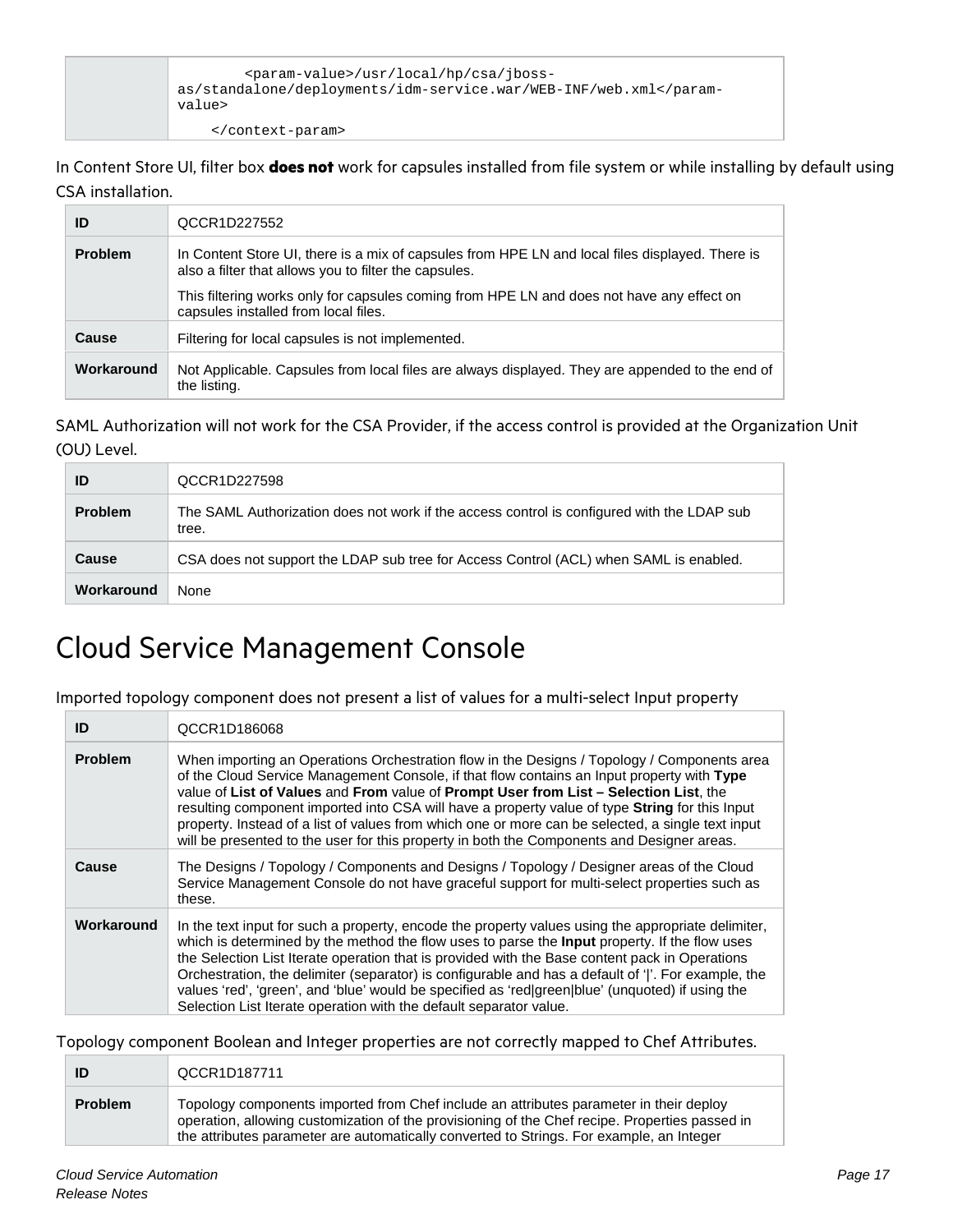| | |
|---|---|
| | `<param-value>/usr/local/hp/csa/jboss-as/standalone/deployments/idm-service.war/WEB-INF/web.xml</param-value>` `</context-param>` |

In Content Store UI, filter box **does not** work for capsules installed from file system or while installing by default using CSA installation.

| ID | QCCR1D227552 |
|---|---|
| **Problem** | In Content Store UI, there is a mix of capsules from HPE LN and local files displayed. There is also a filter that allows you to filter the capsules. This filtering works only for capsules coming from HPE LN and does not have any effect on capsules installed from local files. |
| **Cause** | Filtering for local capsules is not implemented. |
| **Workaround** | Not Applicable. Capsules from local files are always displayed. They are appended to the end of the listing. |

SAML Authorization will not work for the CSA Provider, if the access control is provided at the Organization Unit (OU) Level.

| ID | QCCR1D227598 |
|---|---|
| **Problem** | The SAML Authorization does not work if the access control is configured with the LDAP sub tree. |
| **Cause** | CSA does not support the LDAP sub tree for Access Control (ACL) when SAML is enabled. |
| **Workaround** | None |

# Cloud Service Management Console

Imported topology component does not present a list of values for a multi-select Input property

| ID | QCCR1D186068 |
|---|---|
| **Problem** | When importing an Operations Orchestration flow in the Designs / Topology / Components area of the Cloud Service Management Console, if that flow contains an Input property with **Type** value of **List of Values** and **From** value of **Prompt User from List – Selection List**, the resulting component imported into CSA will have a property value of type **String** for this Input property. Instead of a list of values from which one or more can be selected, a single text input will be presented to the user for this property in both the Components and Designer areas. |
| **Cause** | The Designs / Topology / Components and Designs / Topology / Designer areas of the Cloud Service Management Console do not have graceful support for multi-select properties such as these. |
| **Workaround** | In the text input for such a property, encode the property values using the appropriate delimiter, which is determined by the method the flow uses to parse the **Input** property. If the flow uses the Selection List Iterate operation that is provided with the Base content pack in Operations Orchestration, the delimiter (separator) is configurable and has a default of '\|'. For example, the values 'red', 'green', and 'blue' would be specified as 'red\|green\|blue' (unquoted) if using the Selection List Iterate operation with the default separator value. |

Topology component Boolean and Integer properties are not correctly mapped to Chef Attributes.

| ID | QCCR1D187711 |
|---|---|
| **Problem** | Topology components imported from Chef include an attributes parameter in their deploy operation, allowing customization of the provisioning of the Chef recipe. Properties passed in the attributes parameter are automatically converted to Strings. For example, an Integer |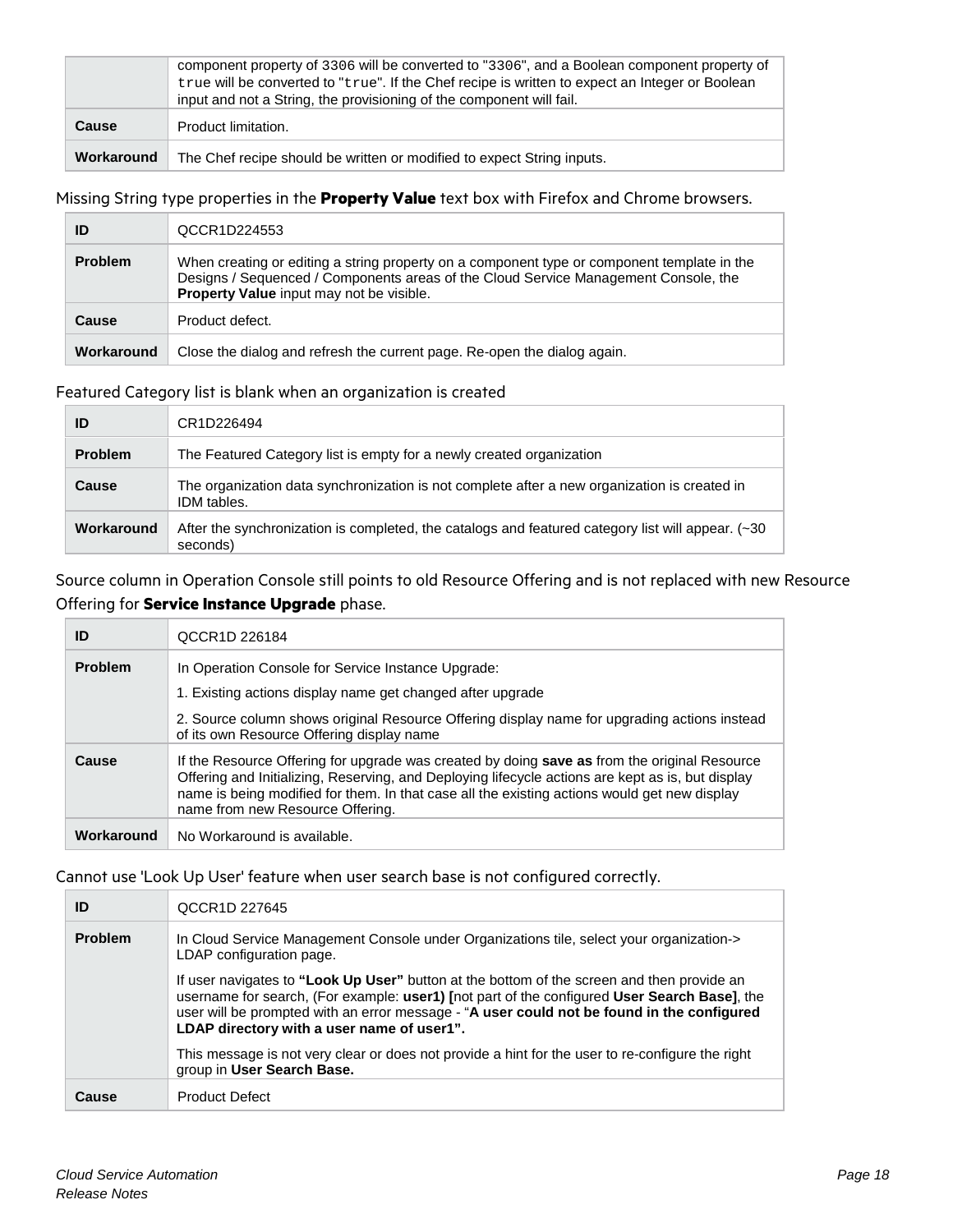| | |
|---|---|
| | component property of `3306` will be converted to "`3306`", and a Boolean component property of `true` will be converted to "`true`". If the Chef recipe is written to expect an Integer or Boolean input and not a String, the provisioning of the component will fail. |
| **Cause** | Product limitation. |
| **Workaround** | The Chef recipe should be written or modified to expect String inputs. |

Missing String type properties in the **Property Value** text box with Firefox and Chrome browsers.

| **ID** | QCCR1D224553 |
|---|---|
| **Problem** | When creating or editing a string property on a component type or component template in the Designs / Sequenced / Components areas of the Cloud Service Management Console, the **Property Value** input may not be visible. |
| **Cause** | Product defect. |
| **Workaround** | Close the dialog and refresh the current page. Re-open the dialog again. |

Featured Category list is blank when an organization is created

| **ID** | CR1D226494 |
|---|---|
| **Problem** | The Featured Category list is empty for a newly created organization |
| **Cause** | The organization data synchronization is not complete after a new organization is created in IDM tables. |
| **Workaround** | After the synchronization is completed, the catalogs and featured category list will appear. (~30 seconds) |

Source column in Operation Console still points to old Resource Offering and is not replaced with new Resource Offering for **Service Instance Upgrade** phase.

| **ID** | QCCR1D 226184 |
|---|---|
| **Problem** | In Operation Console for Service Instance Upgrade:<br>1. Existing actions display name get changed after upgrade<br>2. Source column shows original Resource Offering display name for upgrading actions instead of its own Resource Offering display name |
| **Cause** | If the Resource Offering for upgrade was created by doing **save as** from the original Resource Offering and Initializing, Reserving, and Deploying lifecycle actions are kept as is, but display name is being modified for them. In that case all the existing actions would get new display name from new Resource Offering. |
| **Workaround** | No Workaround is available. |

Cannot use 'Look Up User' feature when user search base is not configured correctly.

| **ID** | QCCR1D 227645 |
|---|---|
| **Problem** | In Cloud Service Management Console under Organizations tile, select your organization-> LDAP configuration page.<br>If user navigates to **"Look Up User"** button at the bottom of the screen and then provide an username for search, (For example: **user1) [**not part of the configured **User Search Base]**, the user will be prompted with an error message - "**A user could not be found in the configured LDAP directory with a user name of user1".**<br>This message is not very clear or does not provide a hint for the user to re-configure the right group in **User Search Base.** |
| **Cause** | Product Defect |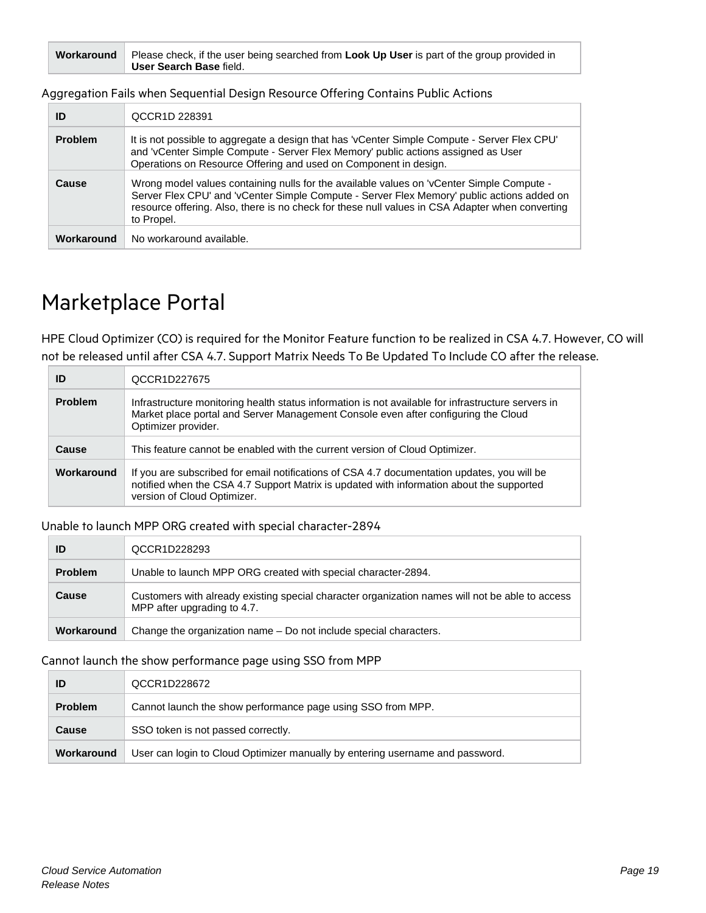| | |
|---|---|
| **Workaround** | Please check, if the user being searched from **Look Up User** is part of the group provided in **User Search Base** field. |

### Aggregation Fails when Sequential Design Resource Offering Contains Public Actions

| | |
|---|---|
| **ID** | QCCR1D 228391 |
| **Problem** | It is not possible to aggregate a design that has 'vCenter Simple Compute - Server Flex CPU' and 'vCenter Simple Compute - Server Flex Memory' public actions assigned as User Operations on Resource Offering and used on Component in design. |
| **Cause** | Wrong model values containing nulls for the available values on 'vCenter Simple Compute - Server Flex CPU' and 'vCenter Simple Compute - Server Flex Memory' public actions added on resource offering. Also, there is no check for these null values in CSA Adapter when converting to Propel. |
| **Workaround** | No workaround available. |

# Marketplace Portal

### HPE Cloud Optimizer (CO) is required for the Monitor Feature function to be realized in CSA 4.7. However, CO will not be released until after CSA 4.7. Support Matrix Needs To Be Updated To Include CO after the release.

| | |
|---|---|
| **ID** | QCCR1D227675 |
| **Problem** | Infrastructure monitoring health status information is not available for infrastructure servers in Market place portal and Server Management Console even after configuring the Cloud Optimizer provider. |
| **Cause** | This feature cannot be enabled with the current version of Cloud Optimizer. |
| **Workaround** | If you are subscribed for email notifications of CSA 4.7 documentation updates, you will be notified when the CSA 4.7 Support Matrix is updated with information about the supported version of Cloud Optimizer. |

### Unable to launch MPP ORG created with special character-2894

| | |
|---|---|
| **ID** | QCCR1D228293 |
| **Problem** | Unable to launch MPP ORG created with special character-2894. |
| **Cause** | Customers with already existing special character organization names will not be able to access MPP after upgrading to 4.7. |
| **Workaround** | Change the organization name – Do not include special characters. |

### Cannot launch the show performance page using SSO from MPP

| | |
|---|---|
| **ID** | QCCR1D228672 |
| **Problem** | Cannot launch the show performance page using SSO from MPP. |
| **Cause** | SSO token is not passed correctly. |
| **Workaround** | User can login to Cloud Optimizer manually by entering username and password. |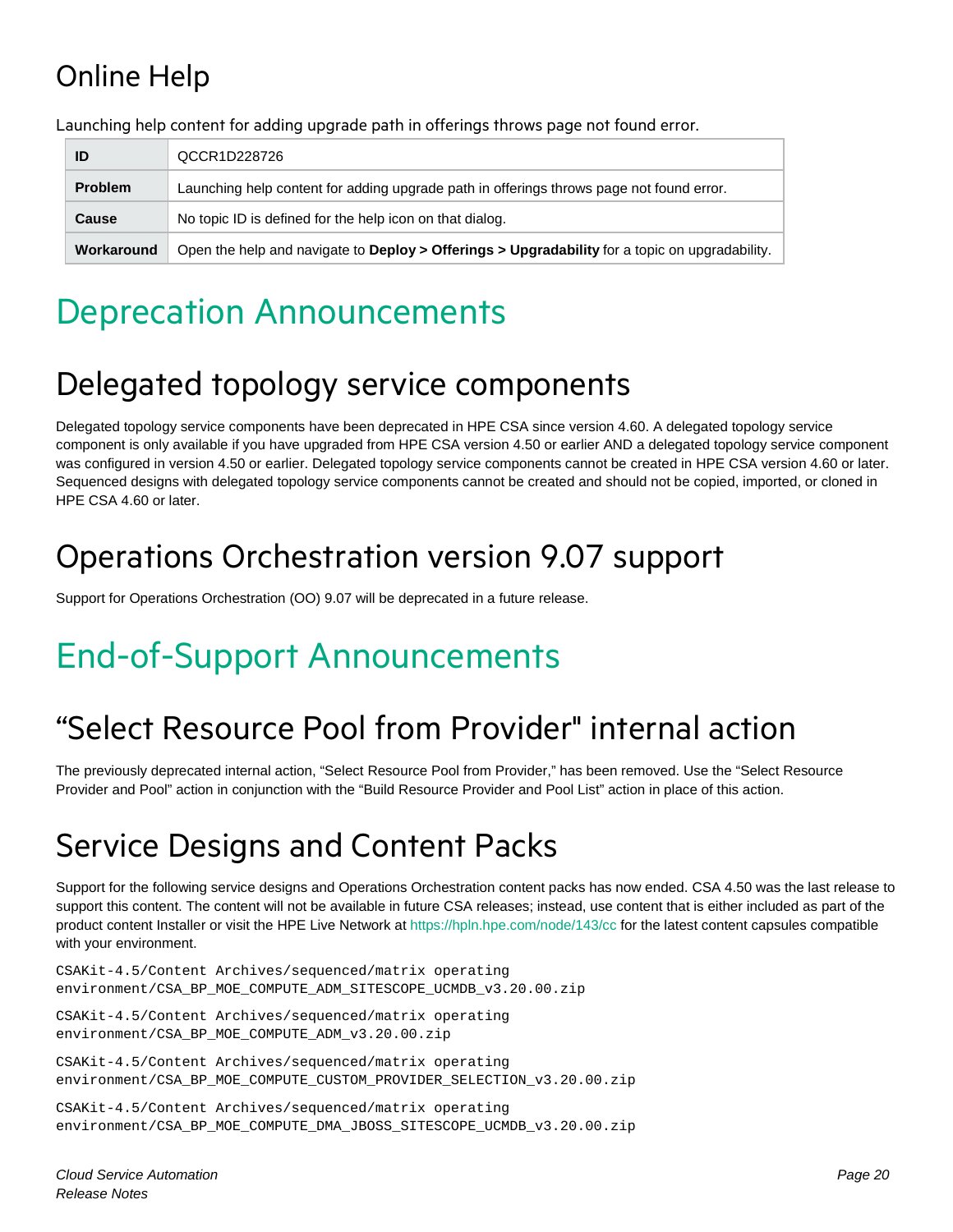## Online Help

Launching help content for adding upgrade path in offerings throws page not found error.

| | |
|---|---|
| **ID** | QCCR1D228726 |
| **Problem** | Launching help content for adding upgrade path in offerings throws page not found error. |
| **Cause** | No topic ID is defined for the help icon on that dialog. |
| **Workaround** | Open the help and navigate to **Deploy > Offerings > Upgradability** for a topic on upgradability. |

# Deprecation Announcements

## Delegated topology service components

Delegated topology service components have been deprecated in HPE CSA since version 4.60. A delegated topology service component is only available if you have upgraded from HPE CSA version 4.50 or earlier AND a delegated topology service component was configured in version 4.50 or earlier. Delegated topology service components cannot be created in HPE CSA version 4.60 or later. Sequenced designs with delegated topology service components cannot be created and should not be copied, imported, or cloned in HPE CSA 4.60 or later.

## Operations Orchestration version 9.07 support

Support for Operations Orchestration (OO) 9.07 will be deprecated in a future release.

# End-of-Support Announcements

## “Select Resource Pool from Provider" internal action

The previously deprecated internal action, “Select Resource Pool from Provider,” has been removed. Use the “Select Resource Provider and Pool” action in conjunction with the “Build Resource Provider and Pool List” action in place of this action.

## Service Designs and Content Packs

Support for the following service designs and Operations Orchestration content packs has now ended. CSA 4.50 was the last release to support this content. The content will not be available in future CSA releases; instead, use content that is either included as part of the product content Installer or visit the HPE Live Network at https://hpln.hpe.com/node/143/cc for the latest content capsules compatible with your environment.

```
CSAKit-4.5/Content Archives/sequenced/matrix operating
environment/CSA_BP_MOE_COMPUTE_ADM_SITESCOPE_UCMDB_v3.20.00.zip

CSAKit-4.5/Content Archives/sequenced/matrix operating
environment/CSA_BP_MOE_COMPUTE_ADM_v3.20.00.zip

CSAKit-4.5/Content Archives/sequenced/matrix operating
environment/CSA_BP_MOE_COMPUTE_CUSTOM_PROVIDER_SELECTION_v3.20.00.zip

CSAKit-4.5/Content Archives/sequenced/matrix operating
environment/CSA_BP_MOE_COMPUTE_DMA_JBOSS_SITESCOPE_UCMDB_v3.20.00.zip
```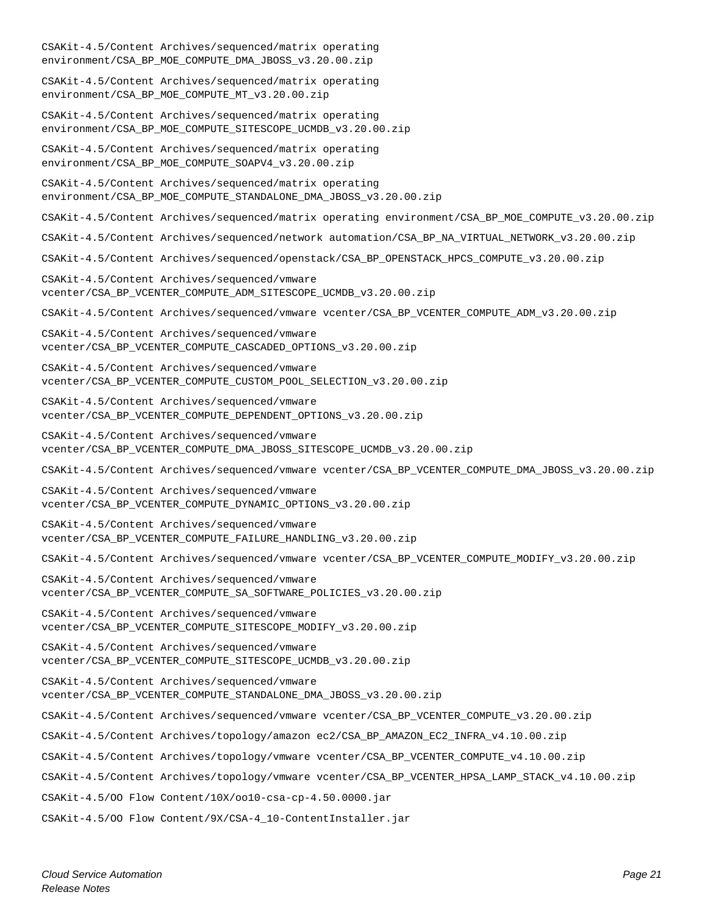CSAKit-4.5/Content Archives/sequenced/matrix operating environment/CSA_BP_MOE_COMPUTE_DMA_JBOSS_v3.20.00.zip

CSAKit-4.5/Content Archives/sequenced/matrix operating environment/CSA_BP_MOE_COMPUTE_MT_v3.20.00.zip

CSAKit-4.5/Content Archives/sequenced/matrix operating environment/CSA_BP_MOE_COMPUTE_SITESCOPE_UCMDB_v3.20.00.zip

CSAKit-4.5/Content Archives/sequenced/matrix operating environment/CSA_BP_MOE_COMPUTE_SOAPV4_v3.20.00.zip

CSAKit-4.5/Content Archives/sequenced/matrix operating environment/CSA_BP_MOE_COMPUTE_STANDALONE_DMA_JBOSS_v3.20.00.zip

CSAKit-4.5/Content Archives/sequenced/matrix operating environment/CSA_BP_MOE_COMPUTE_v3.20.00.zip

CSAKit-4.5/Content Archives/sequenced/network automation/CSA_BP_NA_VIRTUAL_NETWORK_v3.20.00.zip

CSAKit-4.5/Content Archives/sequenced/openstack/CSA_BP_OPENSTACK_HPCS_COMPUTE_v3.20.00.zip

CSAKit-4.5/Content Archives/sequenced/vmware vcenter/CSA_BP_VCENTER_COMPUTE_ADM_SITESCOPE_UCMDB_v3.20.00.zip

CSAKit-4.5/Content Archives/sequenced/vmware vcenter/CSA_BP_VCENTER_COMPUTE_ADM_v3.20.00.zip

CSAKit-4.5/Content Archives/sequenced/vmware vcenter/CSA_BP_VCENTER_COMPUTE_CASCADED_OPTIONS_v3.20.00.zip

CSAKit-4.5/Content Archives/sequenced/vmware vcenter/CSA_BP_VCENTER_COMPUTE_CUSTOM_POOL_SELECTION_v3.20.00.zip

CSAKit-4.5/Content Archives/sequenced/vmware vcenter/CSA_BP_VCENTER_COMPUTE_DEPENDENT_OPTIONS_v3.20.00.zip

CSAKit-4.5/Content Archives/sequenced/vmware vcenter/CSA_BP_VCENTER_COMPUTE_DMA_JBOSS_SITESCOPE_UCMDB_v3.20.00.zip

CSAKit-4.5/Content Archives/sequenced/vmware vcenter/CSA_BP_VCENTER_COMPUTE_DMA_JBOSS_v3.20.00.zip

CSAKit-4.5/Content Archives/sequenced/vmware vcenter/CSA_BP_VCENTER_COMPUTE_DYNAMIC_OPTIONS_v3.20.00.zip

CSAKit-4.5/Content Archives/sequenced/vmware vcenter/CSA_BP_VCENTER_COMPUTE_FAILURE_HANDLING_v3.20.00.zip

CSAKit-4.5/Content Archives/sequenced/vmware vcenter/CSA_BP_VCENTER_COMPUTE_MODIFY_v3.20.00.zip

CSAKit-4.5/Content Archives/sequenced/vmware vcenter/CSA_BP_VCENTER_COMPUTE_SA_SOFTWARE_POLICIES_v3.20.00.zip

CSAKit-4.5/Content Archives/sequenced/vmware vcenter/CSA_BP_VCENTER_COMPUTE_SITESCOPE_MODIFY_v3.20.00.zip

CSAKit-4.5/Content Archives/sequenced/vmware vcenter/CSA_BP_VCENTER_COMPUTE_SITESCOPE_UCMDB_v3.20.00.zip

CSAKit-4.5/Content Archives/sequenced/vmware vcenter/CSA_BP_VCENTER_COMPUTE_STANDALONE_DMA_JBOSS_v3.20.00.zip

CSAKit-4.5/Content Archives/sequenced/vmware vcenter/CSA_BP_VCENTER_COMPUTE_v3.20.00.zip

CSAKit-4.5/Content Archives/topology/amazon ec2/CSA_BP_AMAZON_EC2_INFRA_v4.10.00.zip

CSAKit-4.5/Content Archives/topology/vmware vcenter/CSA_BP_VCENTER_COMPUTE_v4.10.00.zip

CSAKit-4.5/Content Archives/topology/vmware vcenter/CSA_BP_VCENTER_HPSA_LAMP_STACK_v4.10.00.zip

CSAKit-4.5/OO Flow Content/10X/oo10-csa-cp-4.50.0000.jar

CSAKit-4.5/OO Flow Content/9X/CSA-4_10-ContentInstaller.jar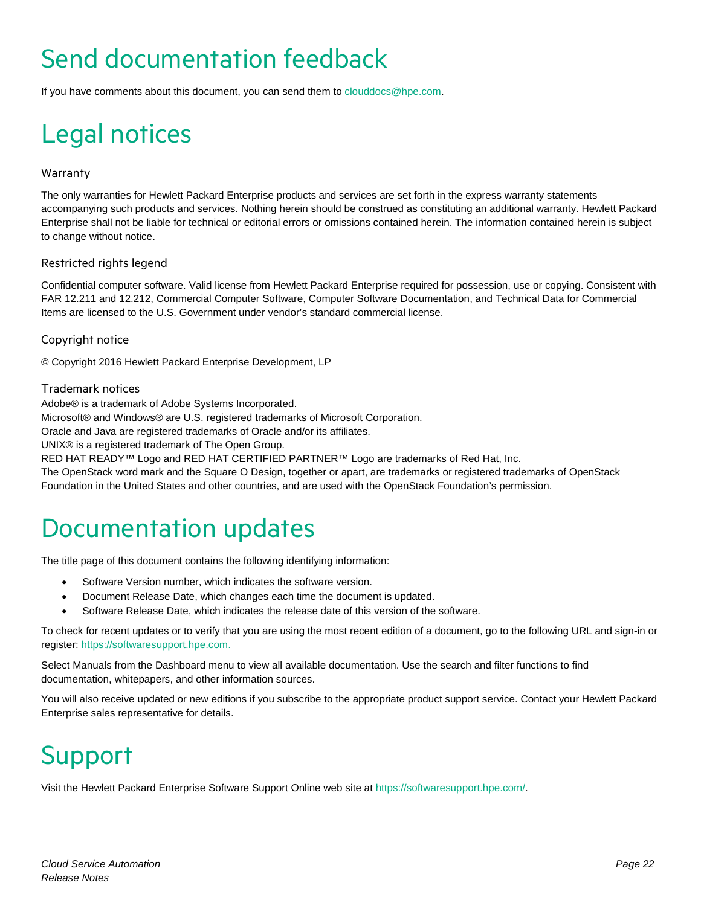# Send documentation feedback

If you have comments about this document, you can send them to clouddocs@hpe.com.

# Legal notices

## Warranty

The only warranties for Hewlett Packard Enterprise products and services are set forth in the express warranty statements accompanying such products and services. Nothing herein should be construed as constituting an additional warranty. Hewlett Packard Enterprise shall not be liable for technical or editorial errors or omissions contained herein. The information contained herein is subject to change without notice.

## Restricted rights legend

Confidential computer software. Valid license from Hewlett Packard Enterprise required for possession, use or copying. Consistent with FAR 12.211 and 12.212, Commercial Computer Software, Computer Software Documentation, and Technical Data for Commercial Items are licensed to the U.S. Government under vendor's standard commercial license.

## Copyright notice

© Copyright 2016 Hewlett Packard Enterprise Development, LP

## Trademark notices

Adobe® is a trademark of Adobe Systems Incorporated.
Microsoft® and Windows® are U.S. registered trademarks of Microsoft Corporation.
Oracle and Java are registered trademarks of Oracle and/or its affiliates.
UNIX® is a registered trademark of The Open Group.
RED HAT READY™ Logo and RED HAT CERTIFIED PARTNER™ Logo are trademarks of Red Hat, Inc.
The OpenStack word mark and the Square O Design, together or apart, are trademarks or registered trademarks of OpenStack Foundation in the United States and other countries, and are used with the OpenStack Foundation's permission.

# Documentation updates

The title page of this document contains the following identifying information:

- Software Version number, which indicates the software version.
- Document Release Date, which changes each time the document is updated.
- Software Release Date, which indicates the release date of this version of the software.

To check for recent updates or to verify that you are using the most recent edition of a document, go to the following URL and sign-in or register: https://softwaresupport.hpe.com.

Select Manuals from the Dashboard menu to view all available documentation. Use the search and filter functions to find documentation, whitepapers, and other information sources.

You will also receive updated or new editions if you subscribe to the appropriate product support service. Contact your Hewlett Packard Enterprise sales representative for details.

# Support

Visit the Hewlett Packard Enterprise Software Support Online web site at https://softwaresupport.hpe.com/.